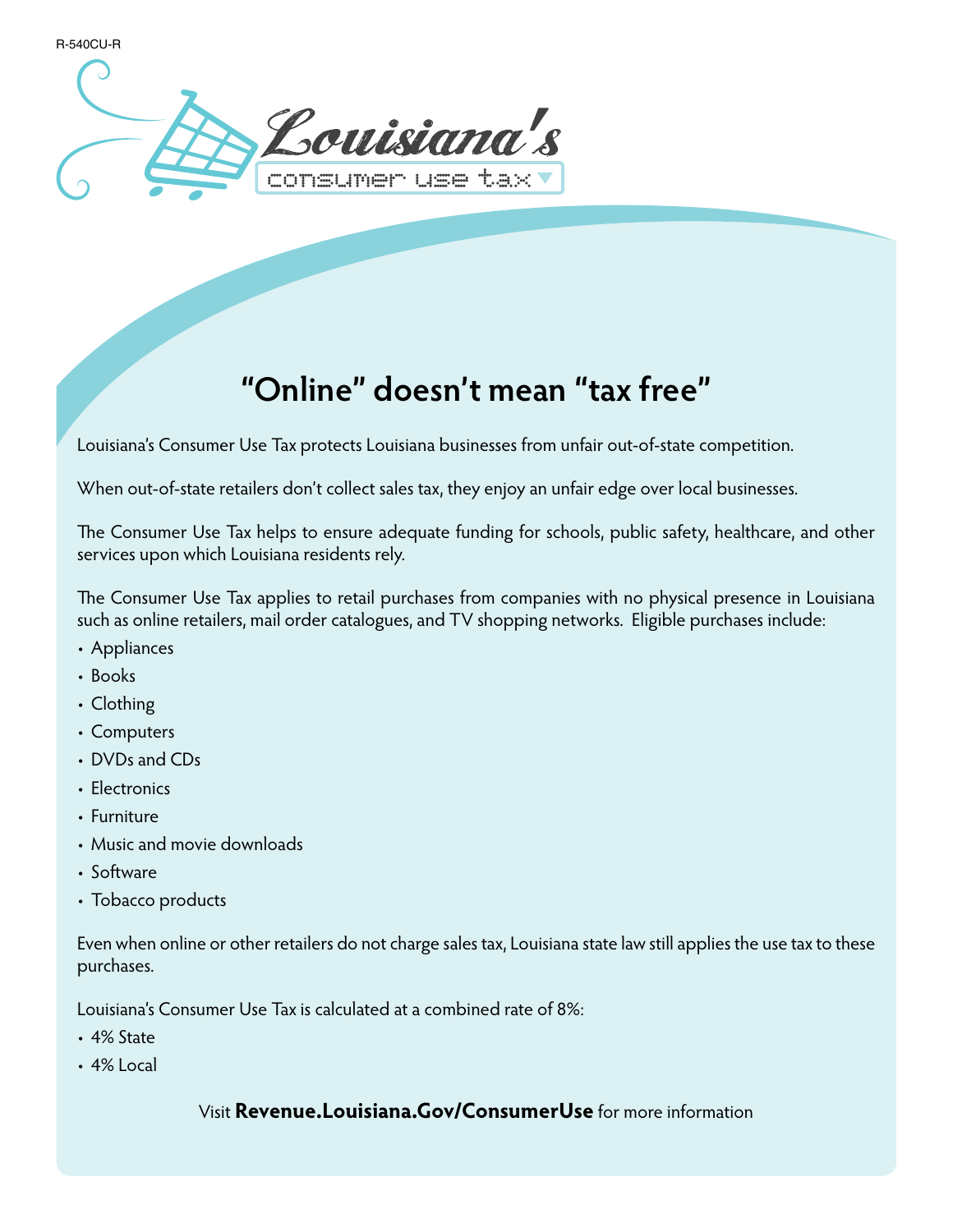R-540CU-R

# Louisiana's

consumer use tax

## "Online" doesn't mean "tax free"

Louisiana's Consumer Use Tax protects Louisiana businesses from unfair out-of-state competition.

When out-of-state retailers don't collect sales tax, they enjoy an unfair edge over local businesses.

The Consumer Use Tax helps to ensure adequate funding for schools, public safety, healthcare, and other services upon which Louisiana residents rely.

The Consumer Use Tax applies to retail purchases from companies with no physical presence in Louisiana such as online retailers, mail order catalogues, and TV shopping networks. Eligible purchases include:

- Appliances
- Books
- Clothing
- Computers
- DVDs and CDs
- Electronics
- Furniture
- Music and movie downloads
- Software
- Tobacco products

Even when online or other retailers do not charge sales tax, Louisiana state law still applies the use tax to these purchases.

Louisiana's Consumer Use Tax is calculated at a combined rate of 8%:

- 4% State
- 4% Local

Visit **Revenue.Louisiana.Gov/ConsumerUse** for more information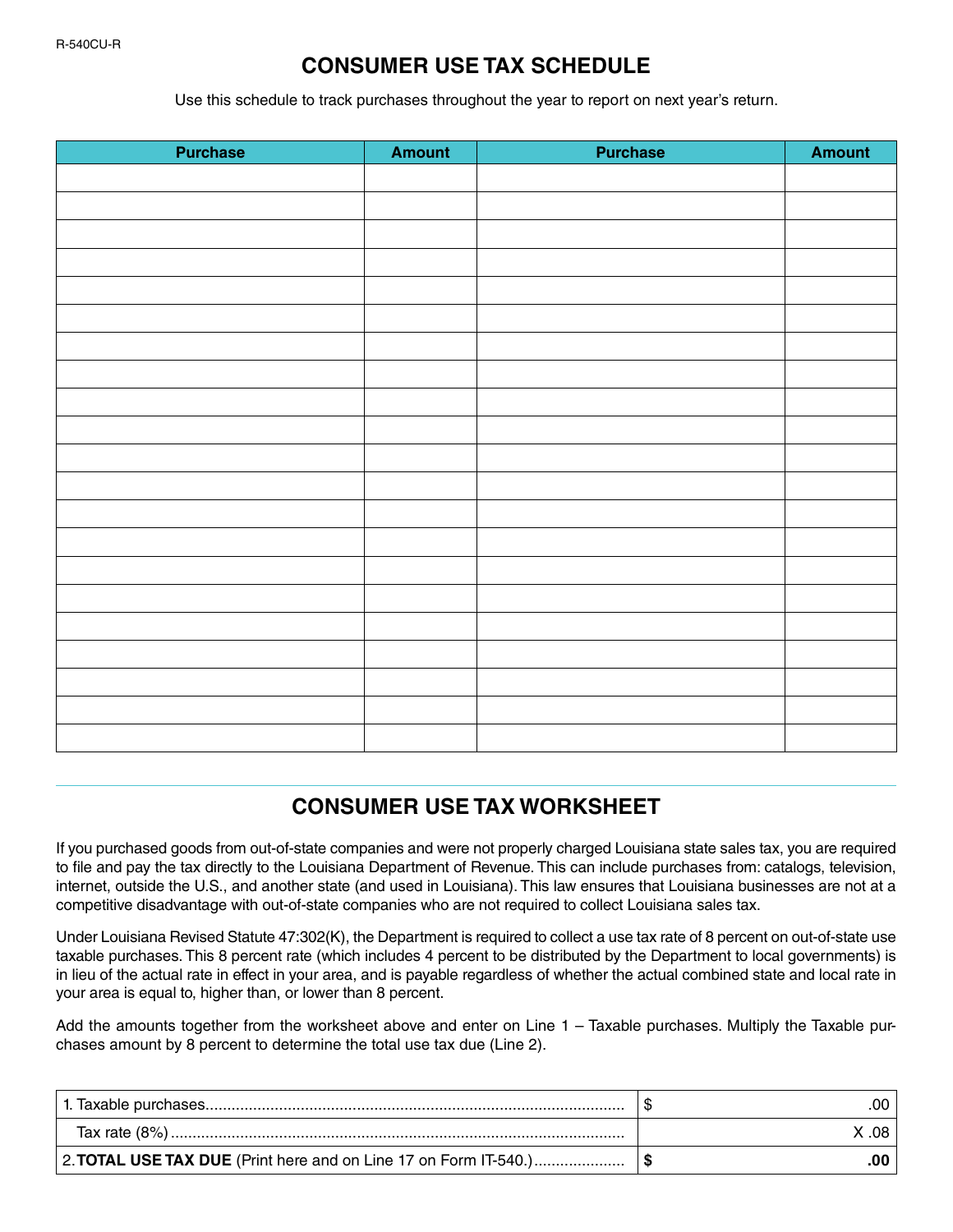R-540CU-R

# CONSUMER USE TAX SCHEDULE

Use this schedule to track purchases throughout the year to report on next year's return.

| Purchase | Amount | Purchase | Amount |
|---|---|---|---|
| | | | |
| | | | |
| | | | |
| | | | |
| | | | |
| | | | |
| | | | |
| | | | |
| | | | |
| | | | |
| | | | |
| | | | |
| | | | |
| | | | |
| | | | |
| | | | |
| | | | |
| | | | |
| | | | |
| | | | |
| | | | |

# CONSUMER USE TAX WORKSHEET

If you purchased goods from out-of-state companies and were not properly charged Louisiana state sales tax, you are required to file and pay the tax directly to the Louisiana Department of Revenue. This can include purchases from: catalogs, television, internet, outside the U.S., and another state (and used in Louisiana). This law ensures that Louisiana businesses are not at a competitive disadvantage with out-of-state companies who are not required to collect Louisiana sales tax.

Under Louisiana Revised Statute 47:302(K), the Department is required to collect a use tax rate of 8 percent on out-of-state use taxable purchases. This 8 percent rate (which includes 4 percent to be distributed by the Department to local governments) is in lieu of the actual rate in effect in your area, and is payable regardless of whether the actual combined state and local rate in your area is equal to, higher than, or lower than 8 percent.

Add the amounts together from the worksheet above and enter on Line 1 – Taxable purchases. Multiply the Taxable purchases amount by 8 percent to determine the total use tax due (Line 2).

| | |
|---|---|
| 1. Taxable purchases................................................................................................ | $ .00 |
| Tax rate (8%) ........................................................................................................ | X .08 |
| 2. **TOTAL USE TAX DUE** (Print here and on Line 17 on Form IT-540.)..................... | **$ .00** |